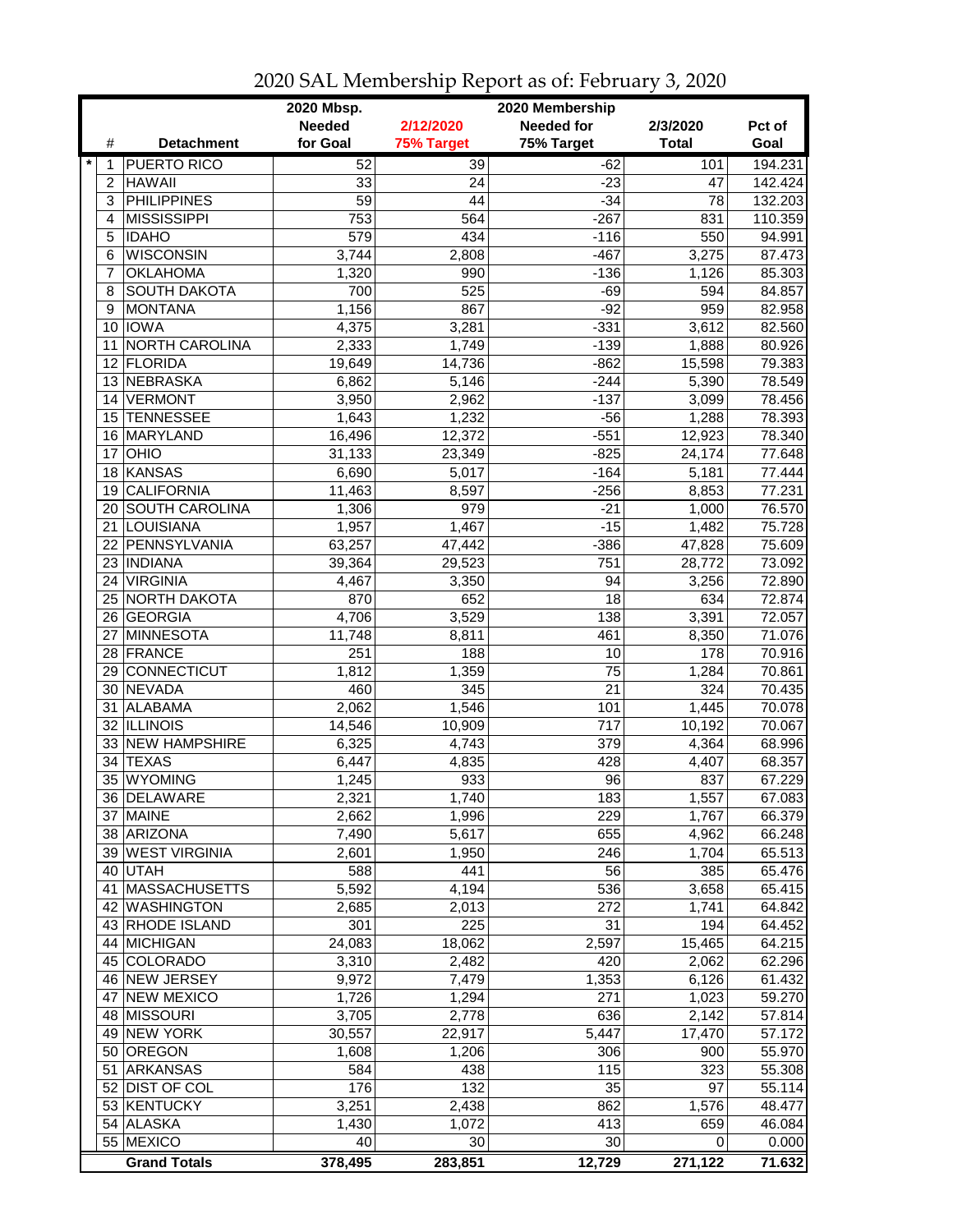# 2020 SAL Membership Report as of: February 3, 2020

| | # | Detachment | 2020 Mbsp. Needed for Goal | 2/12/2020 75% Target | 2020 Membership Needed for 75% Target | 2/3/2020 Total | Pct of Goal |
|---|---|---|---|---|---|---|---|
| * | 1 | PUERTO RICO | 52 | 39 | -62 | 101 | 194.231 |
| | 2 | HAWAII | 33 | 24 | -23 | 47 | 142.424 |
| | 3 | PHILIPPINES | 59 | 44 | -34 | 78 | 132.203 |
| | 4 | MISSISSIPPI | 753 | 564 | -267 | 831 | 110.359 |
| | 5 | IDAHO | 579 | 434 | -116 | 550 | 94.991 |
| | 6 | WISCONSIN | 3,744 | 2,808 | -467 | 3,275 | 87.473 |
| | 7 | OKLAHOMA | 1,320 | 990 | -136 | 1,126 | 85.303 |
| | 8 | SOUTH DAKOTA | 700 | 525 | -69 | 594 | 84.857 |
| | 9 | MONTANA | 1,156 | 867 | -92 | 959 | 82.958 |
| | 10 | IOWA | 4,375 | 3,281 | -331 | 3,612 | 82.560 |
| | 11 | NORTH CAROLINA | 2,333 | 1,749 | -139 | 1,888 | 80.926 |
| | 12 | FLORIDA | 19,649 | 14,736 | -862 | 15,598 | 79.383 |
| | 13 | NEBRASKA | 6,862 | 5,146 | -244 | 5,390 | 78.549 |
| | 14 | VERMONT | 3,950 | 2,962 | -137 | 3,099 | 78.456 |
| | 15 | TENNESSEE | 1,643 | 1,232 | -56 | 1,288 | 78.393 |
| | 16 | MARYLAND | 16,496 | 12,372 | -551 | 12,923 | 78.340 |
| | 17 | OHIO | 31,133 | 23,349 | -825 | 24,174 | 77.648 |
| | 18 | KANSAS | 6,690 | 5,017 | -164 | 5,181 | 77.444 |
| | 19 | CALIFORNIA | 11,463 | 8,597 | -256 | 8,853 | 77.231 |
| | 20 | SOUTH CAROLINA | 1,306 | 979 | -21 | 1,000 | 76.570 |
| | 21 | LOUISIANA | 1,957 | 1,467 | -15 | 1,482 | 75.728 |
| | 22 | PENNSYLVANIA | 63,257 | 47,442 | -386 | 47,828 | 75.609 |
| | 23 | INDIANA | 39,364 | 29,523 | 751 | 28,772 | 73.092 |
| | 24 | VIRGINIA | 4,467 | 3,350 | 94 | 3,256 | 72.890 |
| | 25 | NORTH DAKOTA | 870 | 652 | 18 | 634 | 72.874 |
| | 26 | GEORGIA | 4,706 | 3,529 | 138 | 3,391 | 72.057 |
| | 27 | MINNESOTA | 11,748 | 8,811 | 461 | 8,350 | 71.076 |
| | 28 | FRANCE | 251 | 188 | 10 | 178 | 70.916 |
| | 29 | CONNECTICUT | 1,812 | 1,359 | 75 | 1,284 | 70.861 |
| | 30 | NEVADA | 460 | 345 | 21 | 324 | 70.435 |
| | 31 | ALABAMA | 2,062 | 1,546 | 101 | 1,445 | 70.078 |
| | 32 | ILLINOIS | 14,546 | 10,909 | 717 | 10,192 | 70.067 |
| | 33 | NEW HAMPSHIRE | 6,325 | 4,743 | 379 | 4,364 | 68.996 |
| | 34 | TEXAS | 6,447 | 4,835 | 428 | 4,407 | 68.357 |
| | 35 | WYOMING | 1,245 | 933 | 96 | 837 | 67.229 |
| | 36 | DELAWARE | 2,321 | 1,740 | 183 | 1,557 | 67.083 |
| | 37 | MAINE | 2,662 | 1,996 | 229 | 1,767 | 66.379 |
| | 38 | ARIZONA | 7,490 | 5,617 | 655 | 4,962 | 66.248 |
| | 39 | WEST VIRGINIA | 2,601 | 1,950 | 246 | 1,704 | 65.513 |
| | 40 | UTAH | 588 | 441 | 56 | 385 | 65.476 |
| | 41 | MASSACHUSETTS | 5,592 | 4,194 | 536 | 3,658 | 65.415 |
| | 42 | WASHINGTON | 2,685 | 2,013 | 272 | 1,741 | 64.842 |
| | 43 | RHODE ISLAND | 301 | 225 | 31 | 194 | 64.452 |
| | 44 | MICHIGAN | 24,083 | 18,062 | 2,597 | 15,465 | 64.215 |
| | 45 | COLORADO | 3,310 | 2,482 | 420 | 2,062 | 62.296 |
| | 46 | NEW JERSEY | 9,972 | 7,479 | 1,353 | 6,126 | 61.432 |
| | 47 | NEW MEXICO | 1,726 | 1,294 | 271 | 1,023 | 59.270 |
| | 48 | MISSOURI | 3,705 | 2,778 | 636 | 2,142 | 57.814 |
| | 49 | NEW YORK | 30,557 | 22,917 | 5,447 | 17,470 | 57.172 |
| | 50 | OREGON | 1,608 | 1,206 | 306 | 900 | 55.970 |
| | 51 | ARKANSAS | 584 | 438 | 115 | 323 | 55.308 |
| | 52 | DIST OF COL | 176 | 132 | 35 | 97 | 55.114 |
| | 53 | KENTUCKY | 3,251 | 2,438 | 862 | 1,576 | 48.477 |
| | 54 | ALASKA | 1,430 | 1,072 | 413 | 659 | 46.084 |
| | 55 | MEXICO | 40 | 30 | 30 | 0 | 0.000 |
| | | **Grand Totals** | **378,495** | **283,851** | **12,729** | **271,122** | **71.632** |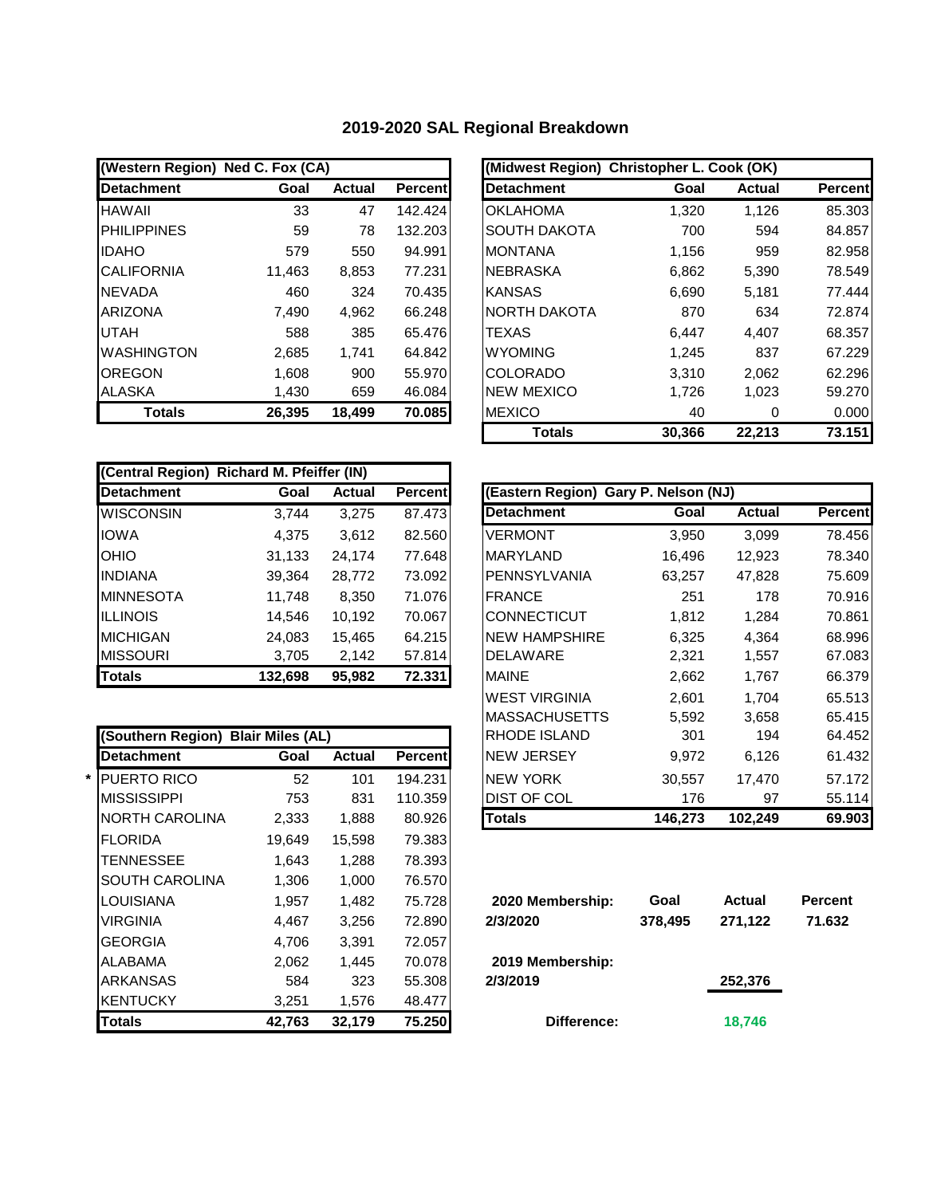# 2019-2020 SAL Regional Breakdown

| (Western Region) Ned C. Fox (CA) | | | |
|---|---|---|---|
| **Detachment** | **Goal** | **Actual** | **Percent** |
| HAWAII | 33 | 47 | 142.424 |
| PHILIPPINES | 59 | 78 | 132.203 |
| IDAHO | 579 | 550 | 94.991 |
| CALIFORNIA | 11,463 | 8,853 | 77.231 |
| NEVADA | 460 | 324 | 70.435 |
| ARIZONA | 7,490 | 4,962 | 66.248 |
| UTAH | 588 | 385 | 65.476 |
| WASHINGTON | 2,685 | 1,741 | 64.842 |
| OREGON | 1,608 | 900 | 55.970 |
| ALASKA | 1,430 | 659 | 46.084 |
| **Totals** | **26,395** | **18,499** | **70.085** |

| (Midwest Region) Christopher L. Cook (OK) | | | |
|---|---|---|---|
| **Detachment** | **Goal** | **Actual** | **Percent** |
| OKLAHOMA | 1,320 | 1,126 | 85.303 |
| SOUTH DAKOTA | 700 | 594 | 84.857 |
| MONTANA | 1,156 | 959 | 82.958 |
| NEBRASKA | 6,862 | 5,390 | 78.549 |
| KANSAS | 6,690 | 5,181 | 77.444 |
| NORTH DAKOTA | 870 | 634 | 72.874 |
| TEXAS | 6,447 | 4,407 | 68.357 |
| WYOMING | 1,245 | 837 | 67.229 |
| COLORADO | 3,310 | 2,062 | 62.296 |
| NEW MEXICO | 1,726 | 1,023 | 59.270 |
| MEXICO | 40 | 0 | 0.000 |
| **Totals** | **30,366** | **22,213** | **73.151** |

| (Central Region) Richard M. Pfeiffer (IN) | | | |
|---|---|---|---|
| **Detachment** | **Goal** | **Actual** | **Percent** |
| WISCONSIN | 3,744 | 3,275 | 87.473 |
| IOWA | 4,375 | 3,612 | 82.560 |
| OHIO | 31,133 | 24,174 | 77.648 |
| INDIANA | 39,364 | 28,772 | 73.092 |
| MINNESOTA | 11,748 | 8,350 | 71.076 |
| ILLINOIS | 14,546 | 10,192 | 70.067 |
| MICHIGAN | 24,083 | 15,465 | 64.215 |
| MISSOURI | 3,705 | 2,142 | 57.814 |
| **Totals** | **132,698** | **95,982** | **72.331** |

| (Eastern Region) Gary P. Nelson (NJ) | | | |
|---|---|---|---|
| **Detachment** | **Goal** | **Actual** | **Percent** |
| VERMONT | 3,950 | 3,099 | 78.456 |
| MARYLAND | 16,496 | 12,923 | 78.340 |
| PENNSYLVANIA | 63,257 | 47,828 | 75.609 |
| FRANCE | 251 | 178 | 70.916 |
| CONNECTICUT | 1,812 | 1,284 | 70.861 |
| NEW HAMPSHIRE | 6,325 | 4,364 | 68.996 |
| DELAWARE | 2,321 | 1,557 | 67.083 |
| MAINE | 2,662 | 1,767 | 66.379 |
| WEST VIRGINIA | 2,601 | 1,704 | 65.513 |
| MASSACHUSETTS | 5,592 | 3,658 | 65.415 |
| RHODE ISLAND | 301 | 194 | 64.452 |
| NEW JERSEY | 9,972 | 6,126 | 61.432 |
| NEW YORK | 30,557 | 17,470 | 57.172 |
| DIST OF COL | 176 | 97 | 55.114 |
| **Totals** | **146,273** | **102,249** | **69.903** |

| (Southern Region) Blair Miles (AL) | | | |
|---|---|---|---|
| **Detachment** | **Goal** | **Actual** | **Percent** |
| * PUERTO RICO | 52 | 101 | 194.231 |
| MISSISSIPPI | 753 | 831 | 110.359 |
| NORTH CAROLINA | 2,333 | 1,888 | 80.926 |
| FLORIDA | 19,649 | 15,598 | 79.383 |
| TENNESSEE | 1,643 | 1,288 | 78.393 |
| SOUTH CAROLINA | 1,306 | 1,000 | 76.570 |
| LOUISIANA | 1,957 | 1,482 | 75.728 |
| VIRGINIA | 4,467 | 3,256 | 72.890 |
| GEORGIA | 4,706 | 3,391 | 72.057 |
| ALABAMA | 2,062 | 1,445 | 70.078 |
| ARKANSAS | 584 | 323 | 55.308 |
| KENTUCKY | 3,251 | 1,576 | 48.477 |
| **Totals** | **42,763** | **32,179** | **75.250** |

| **2020 Membership:** | **Goal** | **Actual** | **Percent** |
|---|---|---|---|
| **2/3/2020** | **378,495** | **271,122** | **71.632** |
| **2019 Membership:** | | | |
| **2/3/2019** | | **252,376** | |
| **Difference:** | | **18,746** | |